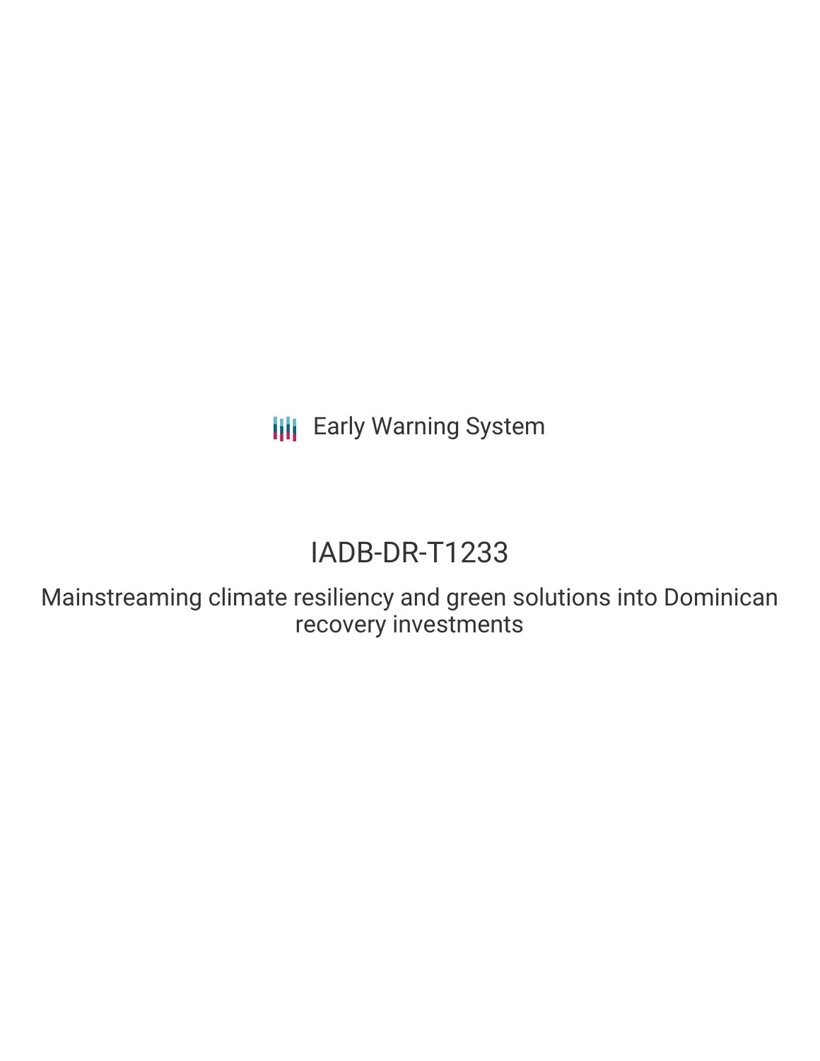Early Warning System

# IADB-DR-T1233

Mainstreaming climate resiliency and green solutions into Dominican recovery investments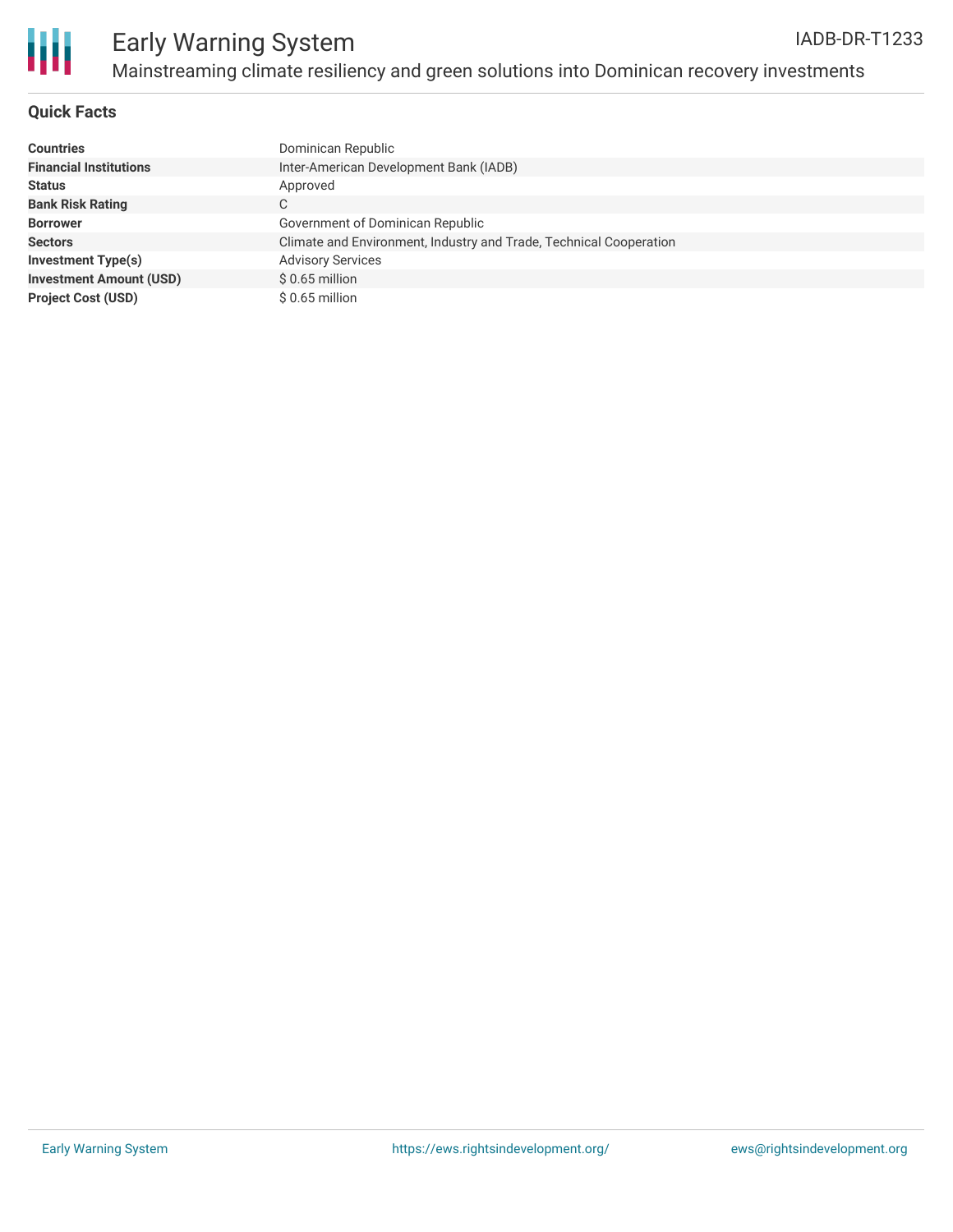## Quick Facts

| | |
|---|---|
| **Countries** | Dominican Republic |
| **Financial Institutions** | Inter-American Development Bank (IADB) |
| **Status** | Approved |
| **Bank Risk Rating** | C |
| **Borrower** | Government of Dominican Republic |
| **Sectors** | Climate and Environment, Industry and Trade, Technical Cooperation |
| **Investment Type(s)** | Advisory Services |
| **Investment Amount (USD)** | $ 0.65 million |
| **Project Cost (USD)** | $ 0.65 million |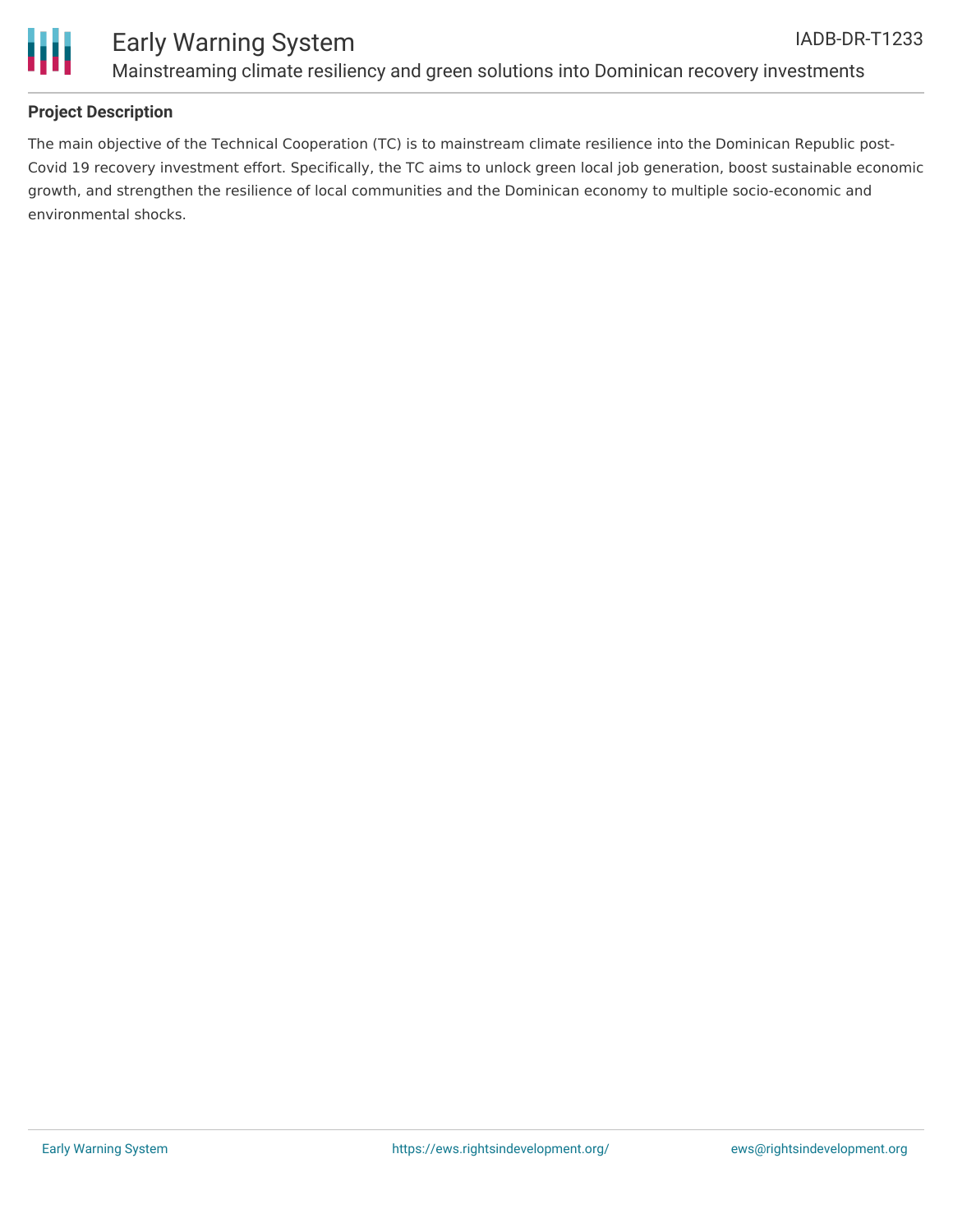## Project Description

The main objective of the Technical Cooperation (TC) is to mainstream climate resilience into the Dominican Republic post-Covid 19 recovery investment effort. Specifically, the TC aims to unlock green local job generation, boost sustainable economic growth, and strengthen the resilience of local communities and the Dominican economy to multiple socio-economic and environmental shocks.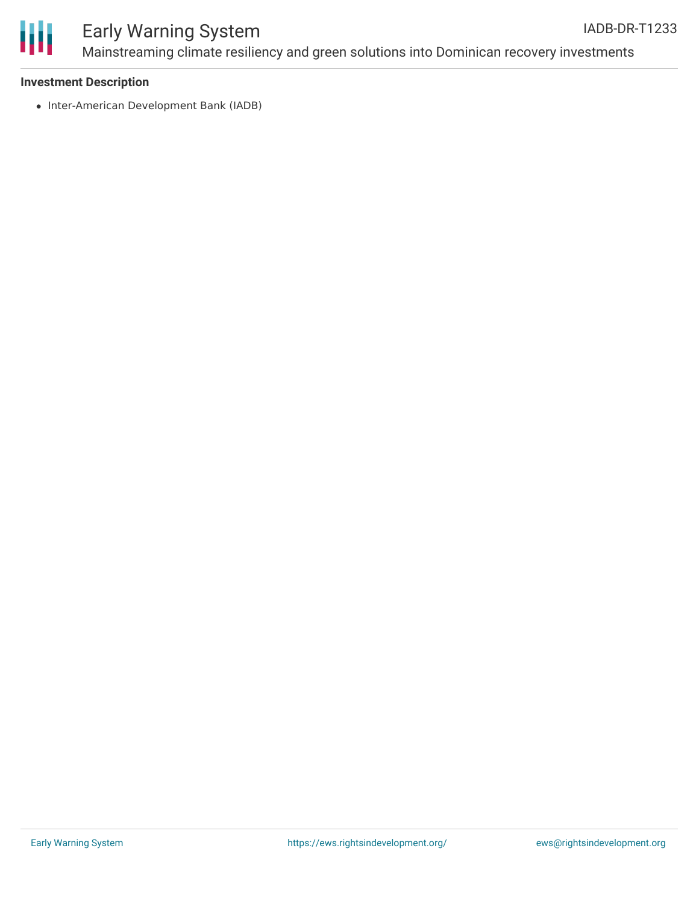**Investment Description**

- Inter-American Development Bank (IADB)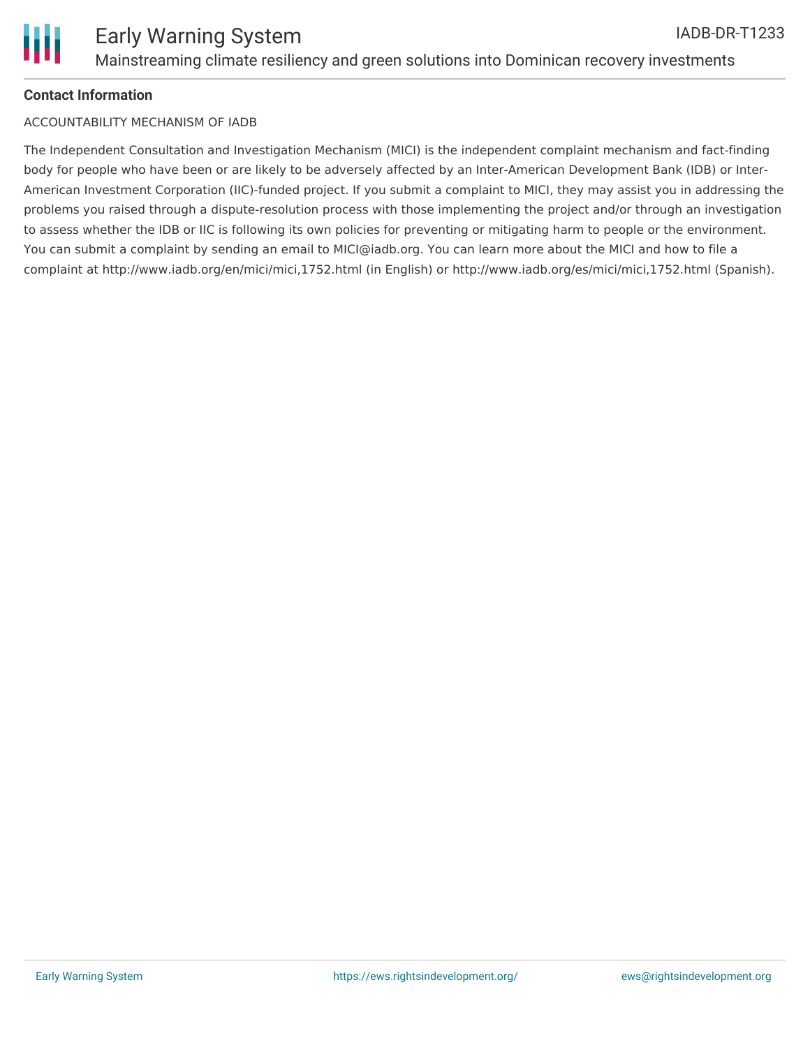**Contact Information**

ACCOUNTABILITY MECHANISM OF IADB

The Independent Consultation and Investigation Mechanism (MICI) is the independent complaint mechanism and fact-finding body for people who have been or are likely to be adversely affected by an Inter-American Development Bank (IDB) or Inter-American Investment Corporation (IIC)-funded project. If you submit a complaint to MICI, they may assist you in addressing the problems you raised through a dispute-resolution process with those implementing the project and/or through an investigation to assess whether the IDB or IIC is following its own policies for preventing or mitigating harm to people or the environment. You can submit a complaint by sending an email to MICI@iadb.org. You can learn more about the MICI and how to file a complaint at http://www.iadb.org/en/mici/mici,1752.html (in English) or http://www.iadb.org/es/mici/mici,1752.html (Spanish).